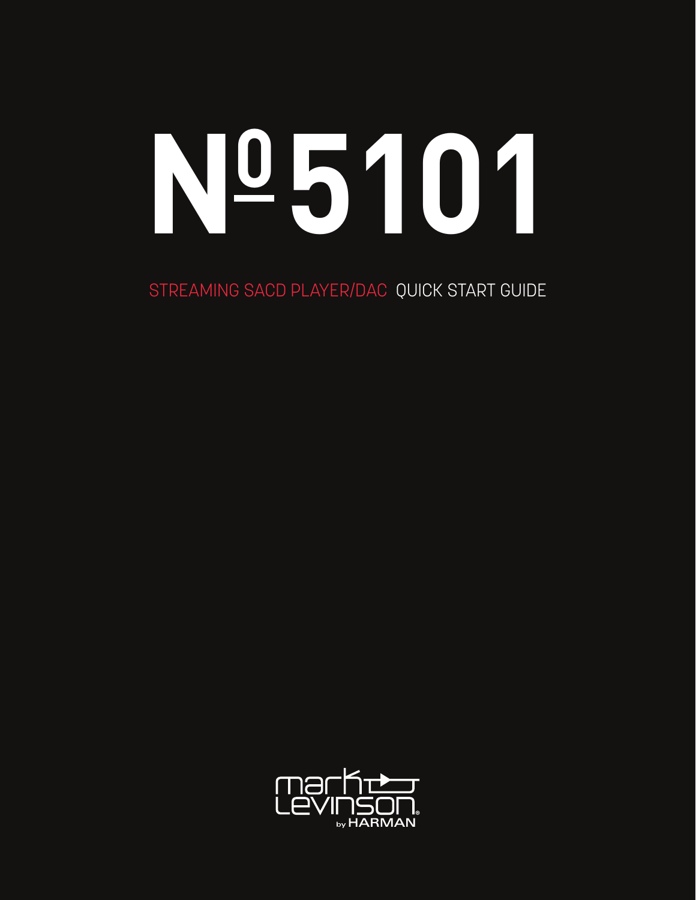# № 5101

STREAMING SACD PLAYER/DAC QUICK START GUIDE

mark levinson by HARMAN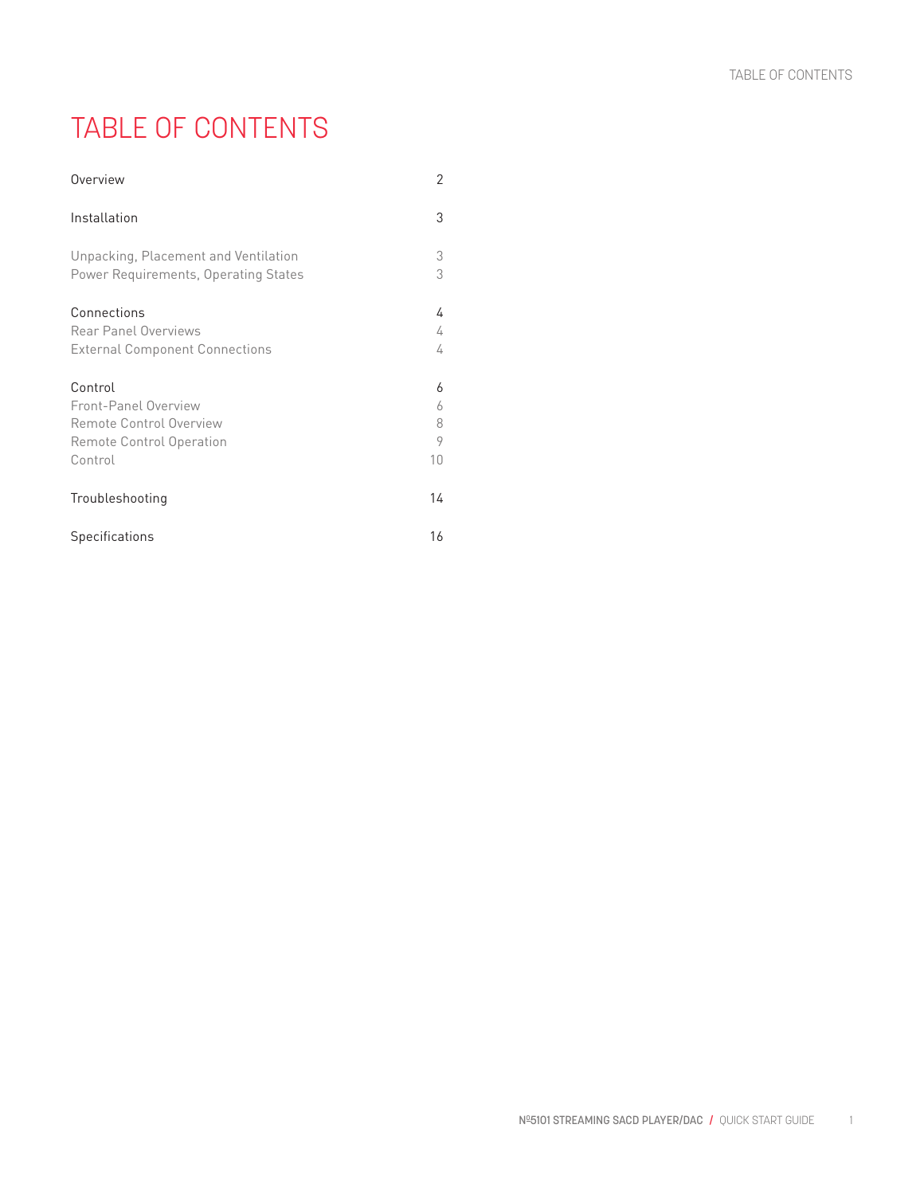# TABLE OF CONTENTS

| | |
|---|---|
| Overview | 2 |
| Installation | 3 |
| Unpacking, Placement and Ventilation | 3 |
| Power Requirements, Operating States | 3 |
| Connections | 4 |
| Rear Panel Overviews | 4 |
| External Component Connections | 4 |
| Control | 6 |
| Front-Panel Overview | 6 |
| Remote Control Overview | 8 |
| Remote Control Operation | 9 |
| Control | 10 |
| Troubleshooting | 14 |
| Specifications | 16 |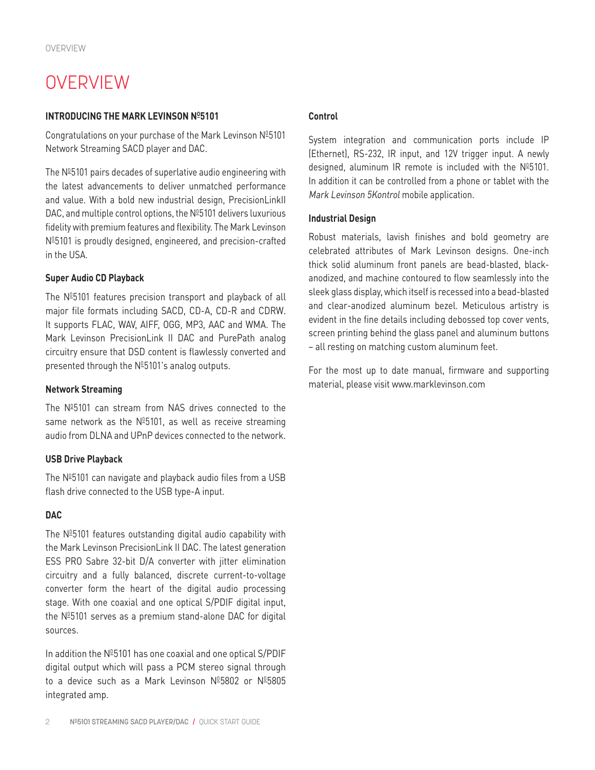# OVERVIEW

## INTRODUCING THE MARK LEVINSON №5101

Congratulations on your purchase of the Mark Levinson №5101 Network Streaming SACD player and DAC.

The №5101 pairs decades of superlative audio engineering with the latest advancements to deliver unmatched performance and value. With a bold new industrial design, PrecisionLinkII DAC, and multiple control options, the №5101 delivers luxurious fidelity with premium features and flexibility. The Mark Levinson №5101 is proudly designed, engineered, and precision-crafted in the USA.

### Super Audio CD Playback

The №5101 features precision transport and playback of all major file formats including SACD, CD-A, CD-R and CDRW. It supports FLAC, WAV, AIFF, OGG, MP3, AAC and WMA. The Mark Levinson PrecisionLink II DAC and PurePath analog circuitry ensure that DSD content is flawlessly converted and presented through the №5101's analog outputs.

### Network Streaming

The №5101 can stream from NAS drives connected to the same network as the №5101, as well as receive streaming audio from DLNA and UPnP devices connected to the network.

### USB Drive Playback

The №5101 can navigate and playback audio files from a USB flash drive connected to the USB type-A input.

### DAC

The №5101 features outstanding digital audio capability with the Mark Levinson PrecisionLink II DAC. The latest generation ESS PRO Sabre 32-bit D/A converter with jitter elimination circuitry and a fully balanced, discrete current-to-voltage converter form the heart of the digital audio processing stage. With one coaxial and one optical S/PDIF digital input, the №5101 serves as a premium stand-alone DAC for digital sources.

In addition the №5101 has one coaxial and one optical S/PDIF digital output which will pass a PCM stereo signal through to a device such as a Mark Levinson №5802 or №5805 integrated amp.

### Control

System integration and communication ports include IP (Ethernet), RS-232, IR input, and 12V trigger input. A newly designed, aluminum IR remote is included with the №5101. In addition it can be controlled from a phone or tablet with the *Mark Levinson 5Kontrol* mobile application.

### Industrial Design

Robust materials, lavish finishes and bold geometry are celebrated attributes of Mark Levinson designs. One-inch thick solid aluminum front panels are bead-blasted, black-anodized, and machine contoured to flow seamlessly into the sleek glass display, which itself is recessed into a bead-blasted and clear-anodized aluminum bezel. Meticulous artistry is evident in the fine details including debossed top cover vents, screen printing behind the glass panel and aluminum buttons – all resting on matching custom aluminum feet.

For the most up to date manual, firmware and supporting material, please visit www.marklevinson.com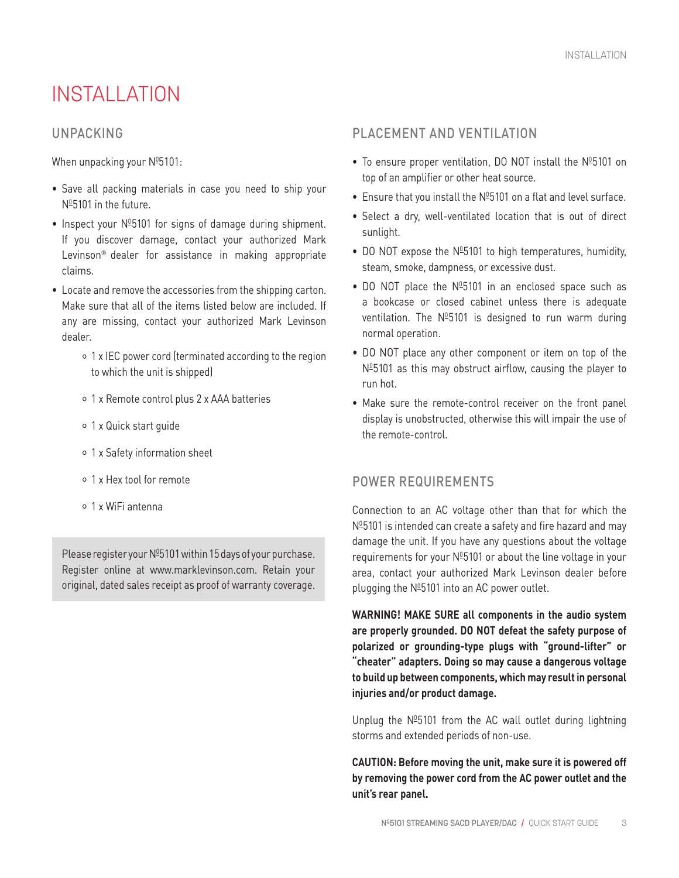# INSTALLATION

## UNPACKING

When unpacking your Nº5101:

- Save all packing materials in case you need to ship your Nº5101 in the future.
- Inspect your Nº5101 for signs of damage during shipment. If you discover damage, contact your authorized Mark Levinson® dealer for assistance in making appropriate claims.
- Locate and remove the accessories from the shipping carton. Make sure that all of the items listed below are included. If any are missing, contact your authorized Mark Levinson dealer.
    - 1 x IEC power cord (terminated according to the region to which the unit is shipped)
    - 1 x Remote control plus 2 x AAA batteries
    - 1 x Quick start guide
    - 1 x Safety information sheet
    - 1 x Hex tool for remote
    - 1 x WiFi antenna

Please register your Nº5101 within 15 days of your purchase. Register online at www.marklevinson.com. Retain your original, dated sales receipt as proof of warranty coverage.

## PLACEMENT AND VENTILATION

- To ensure proper ventilation, DO NOT install the Nº5101 on top of an amplifier or other heat source.
- Ensure that you install the Nº5101 on a flat and level surface.
- Select a dry, well-ventilated location that is out of direct sunlight.
- DO NOT expose the Nº5101 to high temperatures, humidity, steam, smoke, dampness, or excessive dust.
- DO NOT place the Nº5101 in an enclosed space such as a bookcase or closed cabinet unless there is adequate ventilation. The Nº5101 is designed to run warm during normal operation.
- DO NOT place any other component or item on top of the Nº5101 as this may obstruct airflow, causing the player to run hot.
- Make sure the remote-control receiver on the front panel display is unobstructed, otherwise this will impair the use of the remote-control.

## POWER REQUIREMENTS

Connection to an AC voltage other than that for which the Nº5101 is intended can create a safety and fire hazard and may damage the unit. If you have any questions about the voltage requirements for your Nº5101 or about the line voltage in your area, contact your authorized Mark Levinson dealer before plugging the Nº5101 into an AC power outlet.

**WARNING! MAKE SURE all components in the audio system are properly grounded. DO NOT defeat the safety purpose of polarized or grounding-type plugs with "ground-lifter" or "cheater" adapters. Doing so may cause a dangerous voltage to build up between components, which may result in personal injuries and/or product damage.**

Unplug the Nº5101 from the AC wall outlet during lightning storms and extended periods of non-use.

**CAUTION: Before moving the unit, make sure it is powered off by removing the power cord from the AC power outlet and the unit's rear panel.**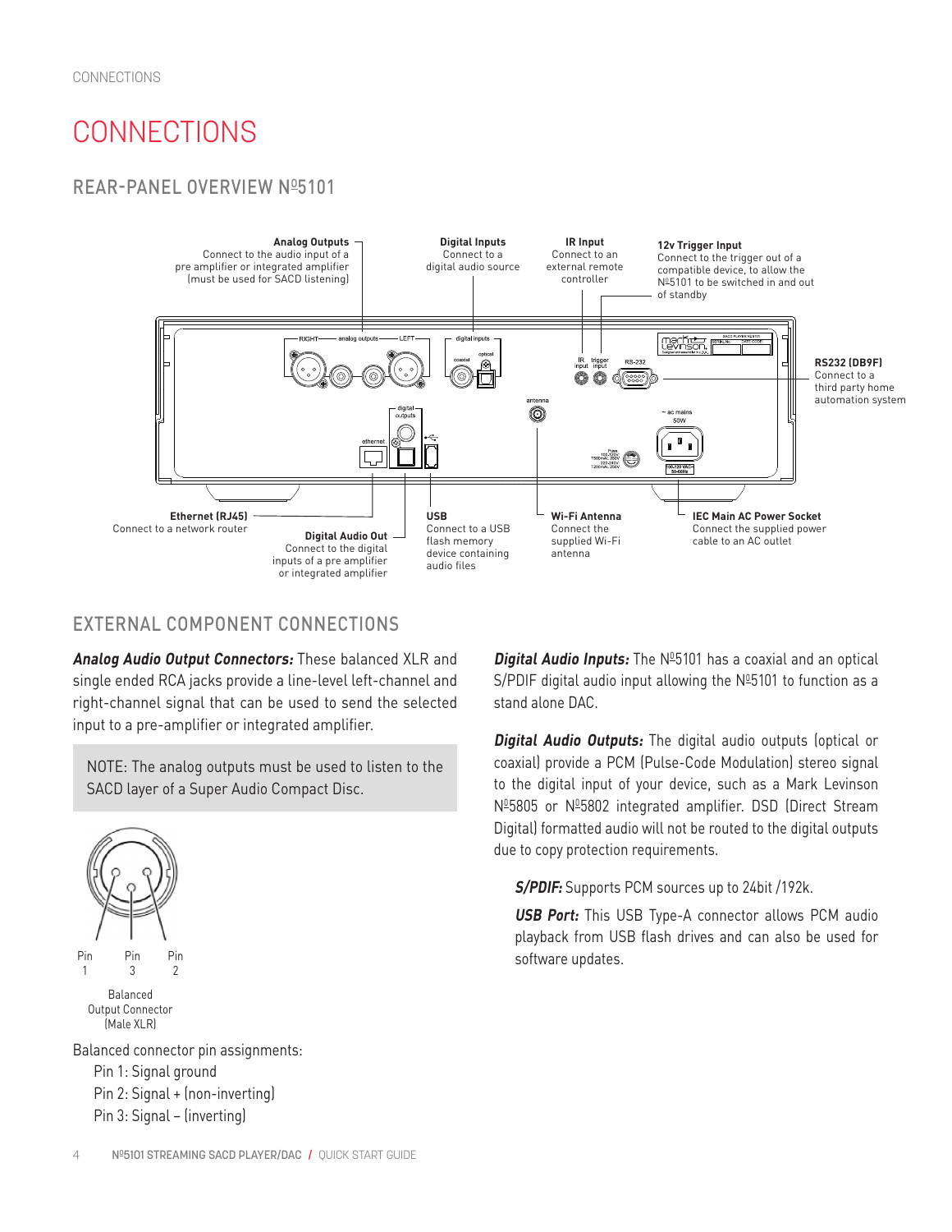# CONNECTIONS

## REAR-PANEL OVERVIEW Nº5101

**Analog Outputs**
Connect to the audio input of a pre amplifier or integrated amplifier (must be used for SACD listening)

**Digital Inputs**
Connect to a digital audio source

**IR Input**
Connect to an external remote controller

**12v Trigger Input**
Connect to the trigger out of a compatible device, to allow the Nº5101 to be switched in and out of standby

**RS232 (DB9F)**
Connect to a third party home automation system

**Ethernet (RJ45)**
Connect to a network router

**Digital Audio Out**
Connect to the digital inputs of a pre amplifier or integrated amplifier

**USB**
Connect to a USB flash memory device containing audio files

**Wi-Fi Antenna**
Connect the supplied Wi-Fi antenna

**IEC Main AC Power Socket**
Connect the supplied power cable to an AC outlet

## EXTERNAL COMPONENT CONNECTIONS

***Analog Audio Output Connectors:*** These balanced XLR and single ended RCA jacks provide a line-level left-channel and right-channel signal that can be used to send the selected input to a pre-amplifier or integrated amplifier.

NOTE: The analog outputs must be used to listen to the SACD layer of a Super Audio Compact Disc.

Pin 1 Pin 3 Pin 2

Balanced Output Connector (Male XLR)

Balanced connector pin assignments:

- Pin 1: Signal ground
- Pin 2: Signal + (non-inverting)
- Pin 3: Signal – (inverting)

***Digital Audio Inputs:*** The Nº5101 has a coaxial and an optical S/PDIF digital audio input allowing the Nº5101 to function as a stand alone DAC.

***Digital Audio Outputs:*** The digital audio outputs (optical or coaxial) provide a PCM (Pulse-Code Modulation) stereo signal to the digital input of your device, such as a Mark Levinson Nº5805 or Nº5802 integrated amplifier. DSD (Direct Stream Digital) formatted audio will not be routed to the digital outputs due to copy protection requirements.

***S/PDIF:*** Supports PCM sources up to 24bit /192k.

***USB Port:*** This USB Type-A connector allows PCM audio playback from USB flash drives and can also be used for software updates.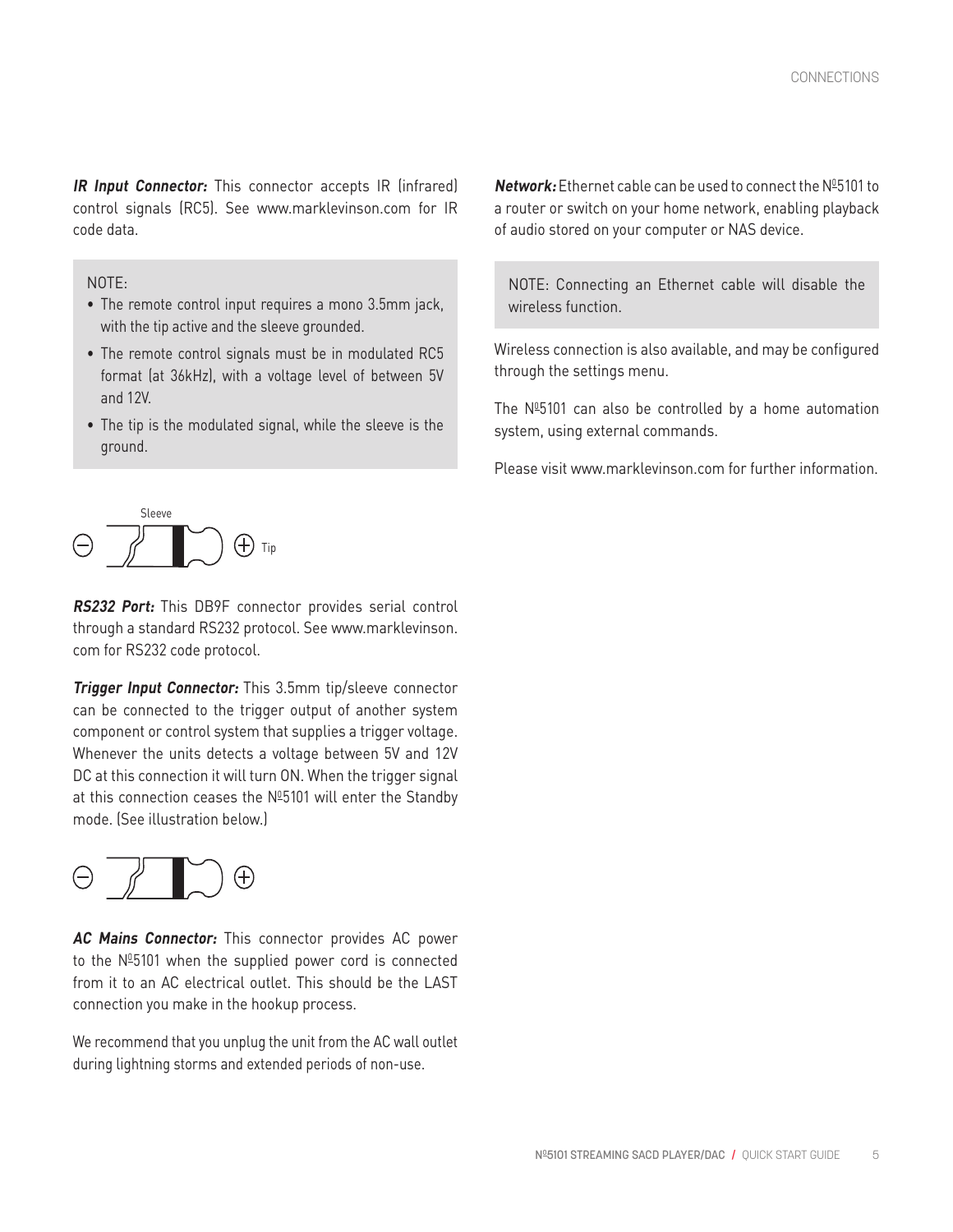***IR Input Connector:*** This connector accepts IR (infrared) control signals (RC5). See www.marklevinson.com for IR code data.

NOTE:

- The remote control input requires a mono 3.5mm jack, with the tip active and the sleeve grounded.
- The remote control signals must be in modulated RC5 format (at 36kHz), with a voltage level of between 5V and 12V.
- The tip is the modulated signal, while the sleeve is the ground.

Sleeve

Tip

***RS232 Port:*** This DB9F connector provides serial control through a standard RS232 protocol. See www.marklevinson.com for RS232 code protocol.

***Trigger Input Connector:*** This 3.5mm tip/sleeve connector can be connected to the trigger output of another system component or control system that supplies a trigger voltage. Whenever the units detects a voltage between 5V and 12V DC at this connection it will turn ON. When the trigger signal at this connection ceases the №5101 will enter the Standby mode. (See illustration below.)

***AC Mains Connector:*** This connector provides AC power to the №5101 when the supplied power cord is connected from it to an AC electrical outlet. This should be the LAST connection you make in the hookup process.

We recommend that you unplug the unit from the AC wall outlet during lightning storms and extended periods of non-use.

***Network:*** Ethernet cable can be used to connect the №5101 to a router or switch on your home network, enabling playback of audio stored on your computer or NAS device.

NOTE: Connecting an Ethernet cable will disable the wireless function.

Wireless connection is also available, and may be configured through the settings menu.

The №5101 can also be controlled by a home automation system, using external commands.

Please visit www.marklevinson.com for further information.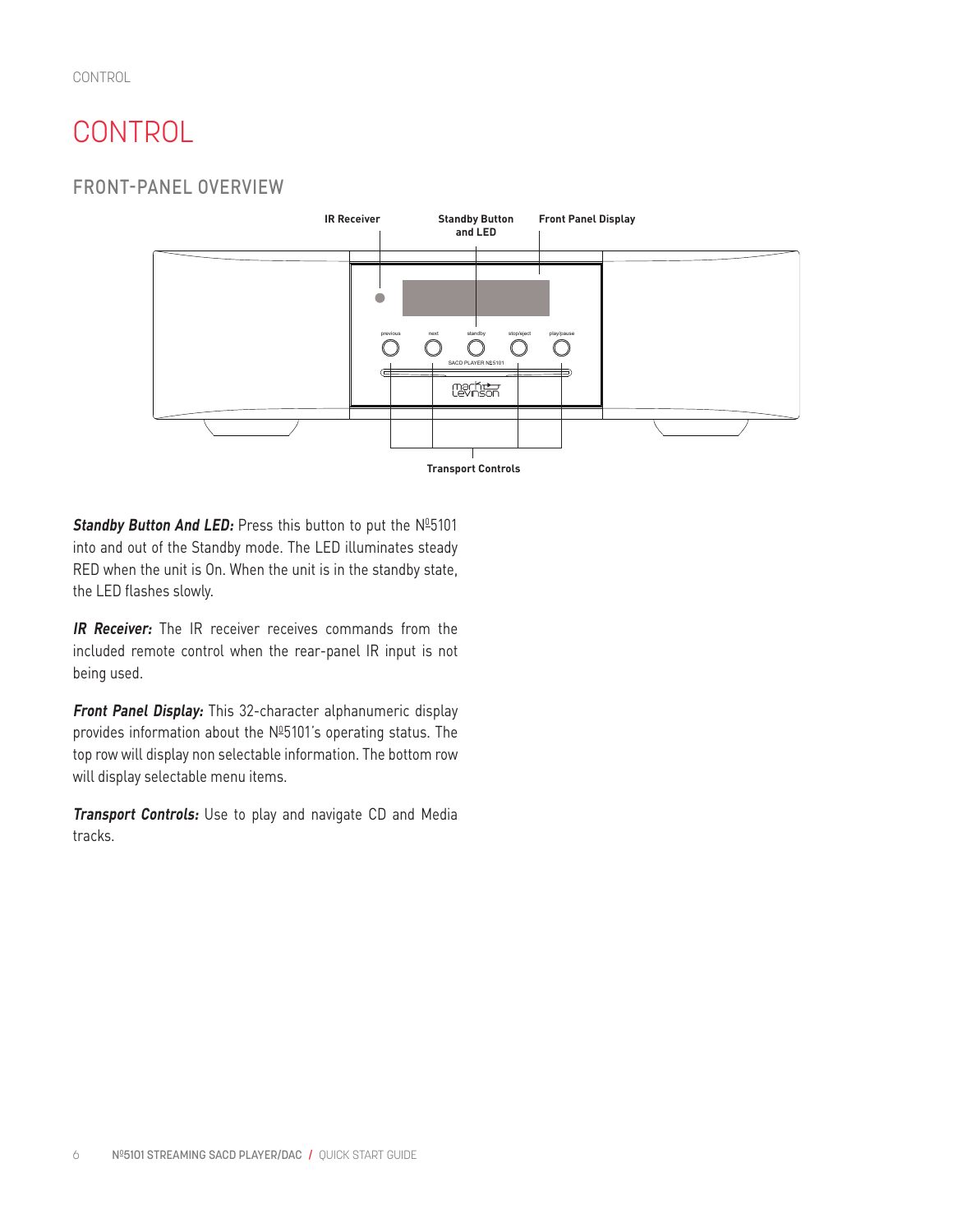# CONTROL

## FRONT-PANEL OVERVIEW

IR Receiver

Standby Button and LED

Front Panel Display

Transport Controls

***Standby Button And LED:*** Press this button to put the №5101 into and out of the Standby mode. The LED illuminates steady RED when the unit is On. When the unit is in the standby state, the LED flashes slowly.

***IR Receiver:*** The IR receiver receives commands from the included remote control when the rear-panel IR input is not being used.

***Front Panel Display:*** This 32-character alphanumeric display provides information about the №5101's operating status. The top row will display non selectable information. The bottom row will display selectable menu items.

***Transport Controls:*** Use to play and navigate CD and Media tracks.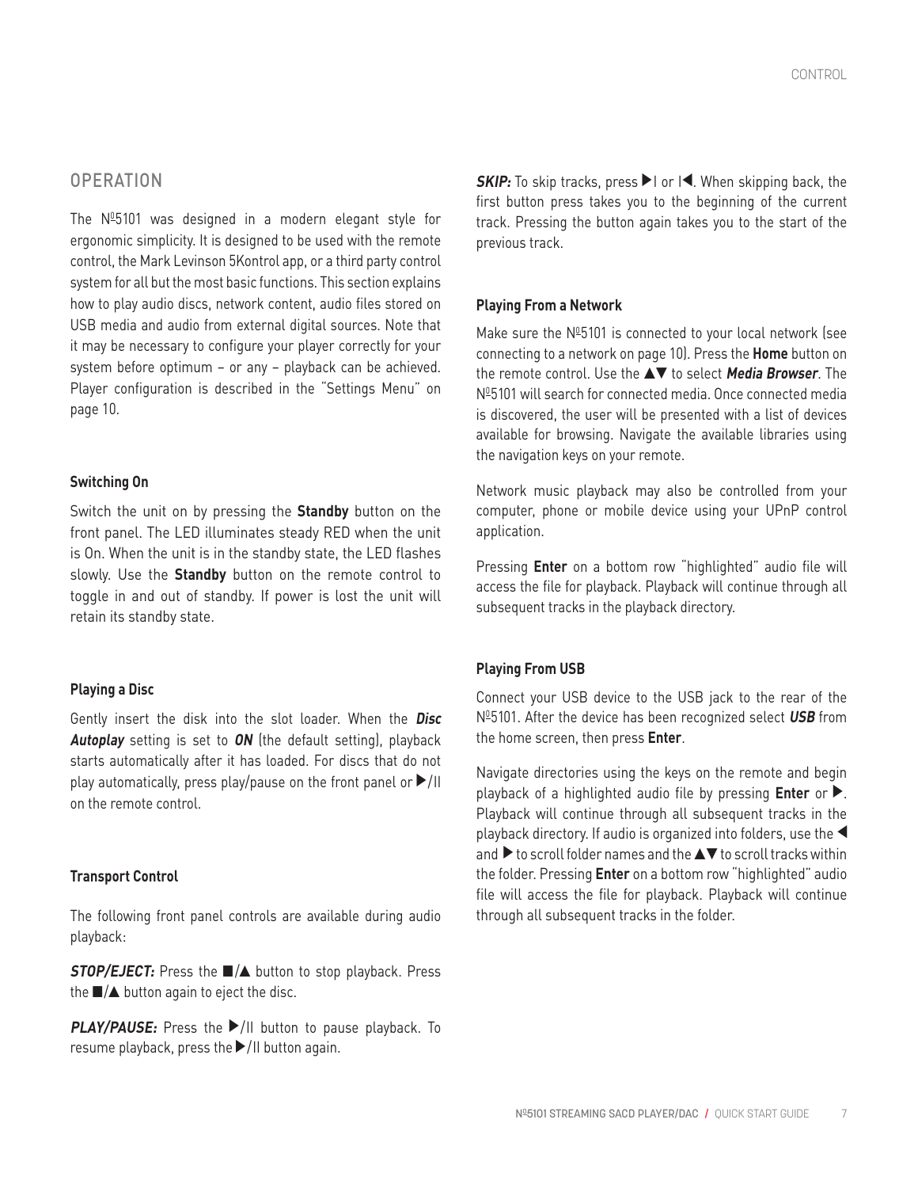## OPERATION

The Nº5101 was designed in a modern elegant style for ergonomic simplicity. It is designed to be used with the remote control, the Mark Levinson 5Kontrol app, or a third party control system for all but the most basic functions. This section explains how to play audio discs, network content, audio files stored on USB media and audio from external digital sources. Note that it may be necessary to configure your player correctly for your system before optimum – or any – playback can be achieved. Player configuration is described in the "Settings Menu" on page 10.

### Switching On

Switch the unit on by pressing the **Standby** button on the front panel. The LED illuminates steady RED when the unit is On. When the unit is in the standby state, the LED flashes slowly. Use the **Standby** button on the remote control to toggle in and out of standby. If power is lost the unit will retain its standby state.

### Playing a Disc

Gently insert the disk into the slot loader. When the ***Disc Autoplay*** setting is set to ***ON*** (the default setting), playback starts automatically after it has loaded. For discs that do not play automatically, press play/pause on the front panel or ▶/II on the remote control.

### Transport Control

The following front panel controls are available during audio playback:

***STOP/EJECT:*** Press the ■/▲ button to stop playback. Press the ■/▲ button again to eject the disc.

***PLAY/PAUSE:*** Press the ▶/II button to pause playback. To resume playback, press the ▶/II button again.

***SKIP:*** To skip tracks, press ▶I or I◀. When skipping back, the first button press takes you to the beginning of the current track. Pressing the button again takes you to the start of the previous track.

### Playing From a Network

Make sure the Nº5101 is connected to your local network (see connecting to a network on page 10). Press the **Home** button on the remote control. Use the ▲▼ to select ***Media Browser***. The Nº5101 will search for connected media. Once connected media is discovered, the user will be presented with a list of devices available for browsing. Navigate the available libraries using the navigation keys on your remote.

Network music playback may also be controlled from your computer, phone or mobile device using your UPnP control application.

Pressing **Enter** on a bottom row "highlighted" audio file will access the file for playback. Playback will continue through all subsequent tracks in the playback directory.

### Playing From USB

Connect your USB device to the USB jack to the rear of the Nº5101. After the device has been recognized select ***USB*** from the home screen, then press **Enter**.

Navigate directories using the keys on the remote and begin playback of a highlighted audio file by pressing **Enter** or ▶. Playback will continue through all subsequent tracks in the playback directory. If audio is organized into folders, use the ◀ and ▶ to scroll folder names and the ▲▼ to scroll tracks within the folder. Pressing **Enter** on a bottom row "highlighted" audio file will access the file for playback. Playback will continue through all subsequent tracks in the folder.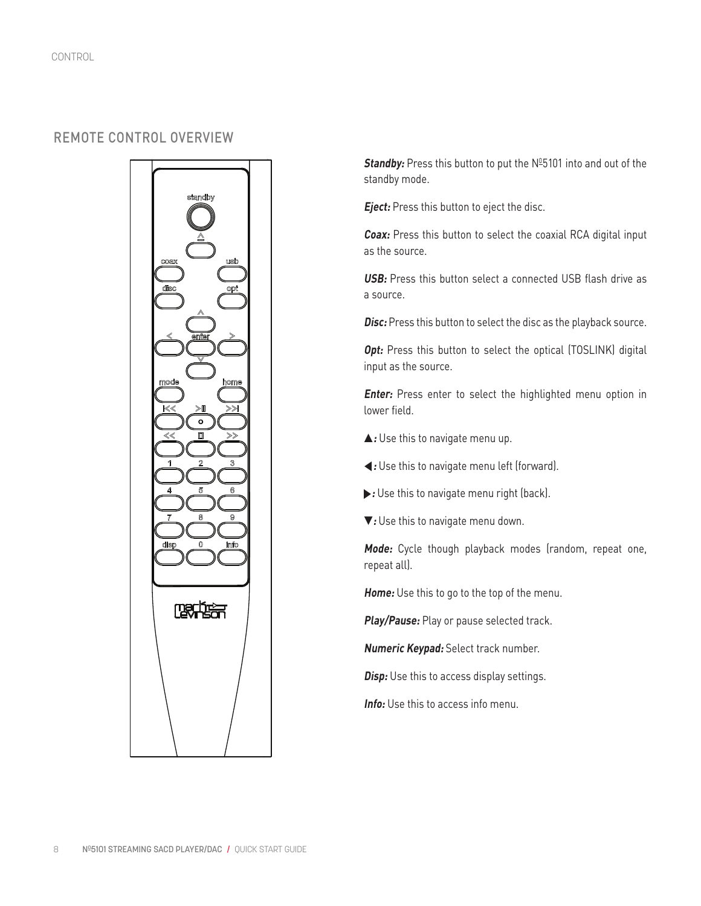## REMOTE CONTROL OVERVIEW

***Standby:*** Press this button to put the Nº5101 into and out of the standby mode.

***Eject:*** Press this button to eject the disc.

***Coax:*** Press this button to select the coaxial RCA digital input as the source.

***USB:*** Press this button select a connected USB flash drive as a source.

***Disc:*** Press this button to select the disc as the playback source.

***Opt:*** Press this button to select the optical (TOSLINK) digital input as the source.

***Enter:*** Press enter to select the highlighted menu option in lower field.

***▲:*** Use this to navigate menu up.

***◀:*** Use this to navigate menu left (forward).

***▶:*** Use this to navigate menu right (back).

***▼:*** Use this to navigate menu down.

***Mode:*** Cycle though playback modes (random, repeat one, repeat all).

***Home:*** Use this to go to the top of the menu.

***Play/Pause:*** Play or pause selected track.

***Numeric Keypad:*** Select track number.

***Disp:*** Use this to access display settings.

***Info:*** Use this to access info menu.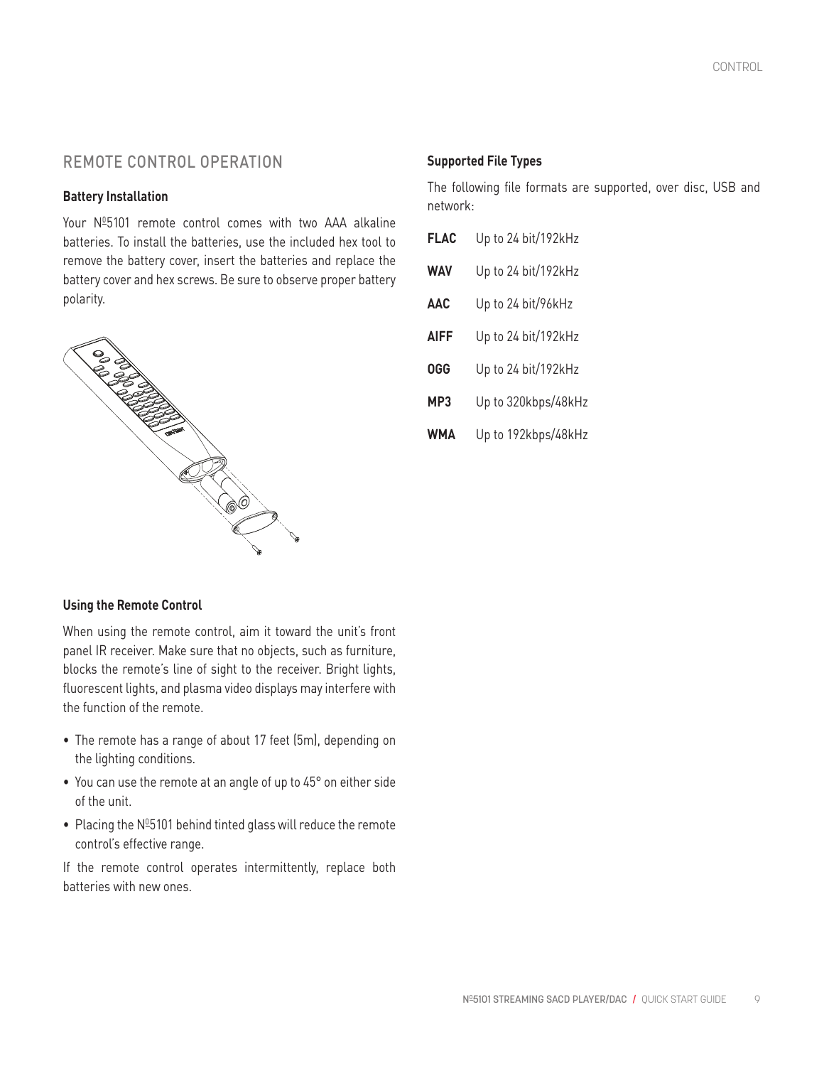## REMOTE CONTROL OPERATION

### Battery Installation

Your Nº5101 remote control comes with two AAA alkaline batteries. To install the batteries, use the included hex tool to remove the battery cover, insert the batteries and replace the battery cover and hex screws. Be sure to observe proper battery polarity.

### Using the Remote Control

When using the remote control, aim it toward the unit's front panel IR receiver. Make sure that no objects, such as furniture, blocks the remote's line of sight to the receiver. Bright lights, fluorescent lights, and plasma video displays may interfere with the function of the remote.

- The remote has a range of about 17 feet (5m), depending on the lighting conditions.
- You can use the remote at an angle of up to 45° on either side of the unit.
- Placing the Nº5101 behind tinted glass will reduce the remote control's effective range.

If the remote control operates intermittently, replace both batteries with new ones.

### Supported File Types

The following file formats are supported, over disc, USB and network:

| | |
|---|---|
| **FLAC** | Up to 24 bit/192kHz |
| **WAV** | Up to 24 bit/192kHz |
| **AAC** | Up to 24 bit/96kHz |
| **AIFF** | Up to 24 bit/192kHz |
| **OGG** | Up to 24 bit/192kHz |
| **MP3** | Up to 320kbps/48kHz |
| **WMA** | Up to 192kbps/48kHz |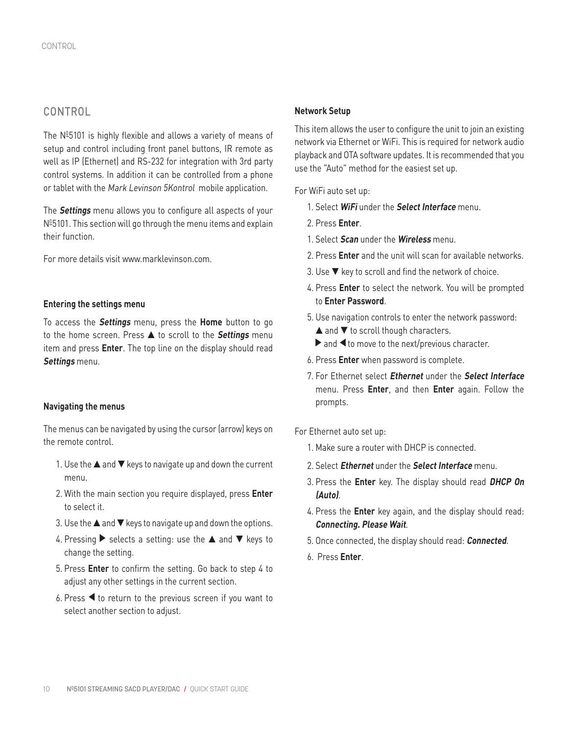## CONTROL

The №5101 is highly flexible and allows a variety of means of setup and control including front panel buttons, IR remote as well as IP (Ethernet) and RS-232 for integration with 3rd party control systems. In addition it can be controlled from a phone or tablet with the *Mark Levinson 5Kontrol* mobile application.

The ***Settings*** menu allows you to configure all aspects of your №5101. This section will go through the menu items and explain their function.

For more details visit www.marklevinson.com.

### Entering the settings menu

To access the ***Settings*** menu, press the **Home** button to go to the home screen. Press ▲ to scroll to the ***Settings*** menu item and press **Enter**. The top line on the display should read ***Settings*** menu.

### Navigating the menus

The menus can be navigated by using the cursor (arrow) keys on the remote control.

1. Use the ▲ and ▼ keys to navigate up and down the current menu.
2. With the main section you require displayed, press **Enter** to select it.
3. Use the ▲ and ▼ keys to navigate up and down the options.
4. Pressing ▶ selects a setting: use the ▲ and ▼ keys to change the setting.
5. Press **Enter** to confirm the setting. Go back to step 4 to adjust any other settings in the current section.
6. Press ◀ to return to the previous screen if you want to select another section to adjust.

### Network Setup

This item allows the user to configure the unit to join an existing network via Ethernet or WiFi. This is required for network audio playback and OTA software updates. It is recommended that you use the "Auto" method for the easiest set up.

For WiFi auto set up:

1. Select ***WiFi*** under the ***Select Interface*** menu.
2. Press **Enter**.
1. Select ***Scan*** under the ***Wireless*** menu.
2. Press **Enter** and the unit will scan for available networks.
3. Use ▼ key to scroll and find the network of choice.
4. Press **Enter** to select the network. You will be prompted to **Enter Password**.
5. Use navigation controls to enter the network password:
   ▲ and ▼ to scroll though characters.
   ▶ and ◀ to move to the next/previous character.
6. Press **Enter** when password is complete.
7. For Ethernet select ***Ethernet*** under the ***Select Interface*** menu. Press **Enter**, and then **Enter** again. Follow the prompts.

For Ethernet auto set up:

1. Make sure a router with DHCP is connected.
2. Select ***Ethernet*** under the ***Select Interface*** menu.
3. Press the **Enter** key. The display should read ***DHCP On (Auto)***.
4. Press the **Enter** key again, and the display should read: ***Connecting. Please Wait***.
5. Once connected, the display should read: ***Connected***.
6. Press **Enter**.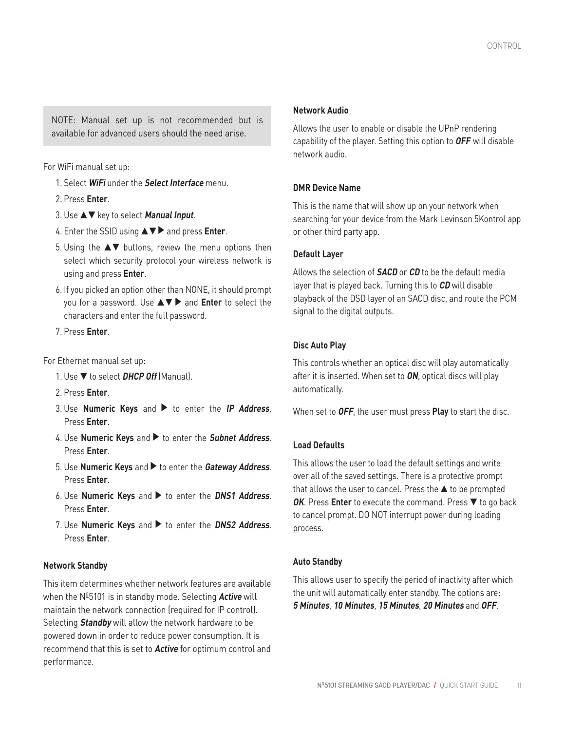NOTE: Manual set up is not recommended but is available for advanced users should the need arise.

For WiFi manual set up:

1. Select ***WiFi*** under the ***Select Interface*** menu.
2. Press **Enter**.
3. Use ▲▼ key to select ***Manual Input***.
4. Enter the SSID using ▲▼▶ and press **Enter**.
5. Using the ▲▼ buttons, review the menu options then select which security protocol your wireless network is using and press **Enter**.
6. If you picked an option other than NONE, it should prompt you for a password. Use ▲▼▶ and **Enter** to select the characters and enter the full password.
7. Press **Enter**.

For Ethernet manual set up:

1. Use ▼ to select ***DHCP Off*** (Manual).
2. Press **Enter**.
3. Use **Numeric Keys** and ▶ to enter the ***IP Address***. Press **Enter**.
4. Use **Numeric Keys** and ▶ to enter the ***Subnet Address***. Press **Enter**.
5. Use **Numeric Keys** and ▶ to enter the ***Gateway Address***. Press **Enter**.
6. Use **Numeric Keys** and ▶ to enter the ***DNS1 Address***. Press **Enter**.
7. Use **Numeric Keys** and ▶ to enter the ***DNS2 Address***. Press **Enter**.

### Network Standby

This item determines whether network features are available when the №5101 is in standby mode. Selecting ***Active*** will maintain the network connection (required for IP control). Selecting ***Standby*** will allow the network hardware to be powered down in order to reduce power consumption. It is recommend that this is set to ***Active*** for optimum control and performance.

### Network Audio

Allows the user to enable or disable the UPnP rendering capability of the player. Setting this option to ***OFF*** will disable network audio.

### DMR Device Name

This is the name that will show up on your network when searching for your device from the Mark Levinson 5Kontrol app or other third party app.

### Default Layer

Allows the selection of ***SACD*** or ***CD*** to be the default media layer that is played back. Turning this to ***CD*** will disable playback of the DSD layer of an SACD disc, and route the PCM signal to the digital outputs.

### Disc Auto Play

This controls whether an optical disc will play automatically after it is inserted. When set to ***ON***, optical discs will play automatically.

When set to ***OFF***, the user must press **Play** to start the disc.

### Load Defaults

This allows the user to load the default settings and write over all of the saved settings. There is a protective prompt that allows the user to cancel. Press the ▲ to be prompted ***OK***. Press **Enter** to execute the command. Press ▼ to go back to cancel prompt. DO NOT interrupt power during loading process.

### Auto Standby

This allows user to specify the period of inactivity after which the unit will automatically enter standby. The options are: ***5 Minutes***, ***10 Minutes***, ***15 Minutes***, ***20 Minutes*** and ***OFF***.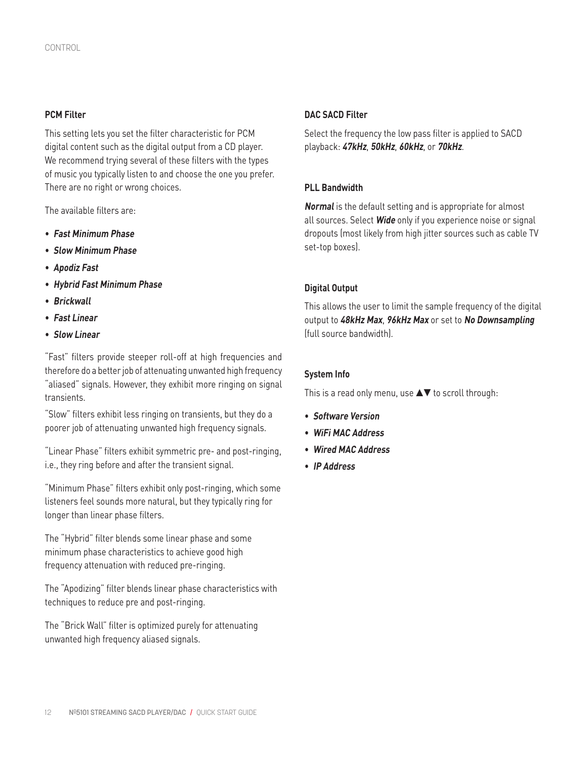### PCM Filter

This setting lets you set the filter characteristic for PCM digital content such as the digital output from a CD player. We recommend trying several of these filters with the types of music you typically listen to and choose the one you prefer. There are no right or wrong choices.

The available filters are:

- ***Fast Minimum Phase***
- ***Slow Minimum Phase***
- ***Apodiz Fast***
- ***Hybrid Fast Minimum Phase***
- ***Brickwall***
- ***Fast Linear***
- ***Slow Linear***

"Fast" filters provide steeper roll-off at high frequencies and therefore do a better job of attenuating unwanted high frequency "aliased" signals. However, they exhibit more ringing on signal transients.

"Slow" filters exhibit less ringing on transients, but they do a poorer job of attenuating unwanted high frequency signals.

"Linear Phase" filters exhibit symmetric pre- and post-ringing, i.e., they ring before and after the transient signal.

"Minimum Phase" filters exhibit only post-ringing, which some listeners feel sounds more natural, but they typically ring for longer than linear phase filters.

The "Hybrid" filter blends some linear phase and some minimum phase characteristics to achieve good high frequency attenuation with reduced pre-ringing.

The "Apodizing" filter blends linear phase characteristics with techniques to reduce pre and post-ringing.

The "Brick Wall" filter is optimized purely for attenuating unwanted high frequency aliased signals.

### DAC SACD Filter

Select the frequency the low pass filter is applied to SACD playback: ***47kHz***, ***50kHz***, ***60kHz***, or ***70kHz***.

### PLL Bandwidth

***Normal*** is the default setting and is appropriate for almost all sources. Select ***Wide*** only if you experience noise or signal dropouts (most likely from high jitter sources such as cable TV set-top boxes).

### Digital Output

This allows the user to limit the sample frequency of the digital output to ***48kHz Max***, ***96kHz Max*** or set to ***No Downsampling*** (full source bandwidth).

### System Info

This is a read only menu, use ▲▼ to scroll through:

- ***Software Version***
- ***WiFi MAC Address***
- ***Wired MAC Address***
- ***IP Address***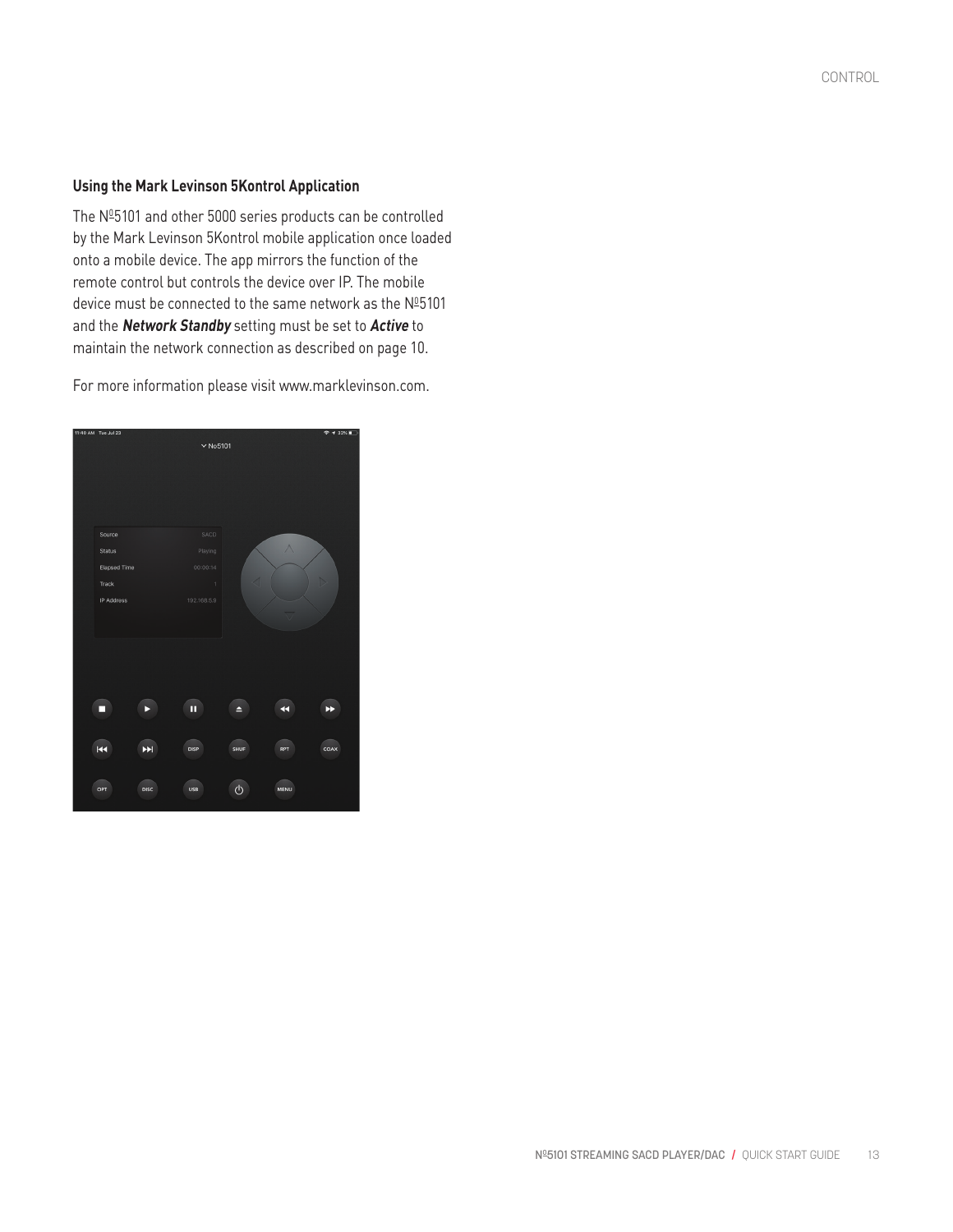### Using the Mark Levinson 5Kontrol Application

The №5101 and other 5000 series products can be controlled by the Mark Levinson 5Kontrol mobile application once loaded onto a mobile device. The app mirrors the function of the remote control but controls the device over IP. The mobile device must be connected to the same network as the №5101 and the ***Network Standby*** setting must be set to ***Active*** to maintain the network connection as described on page 10.

For more information please visit www.marklevinson.com.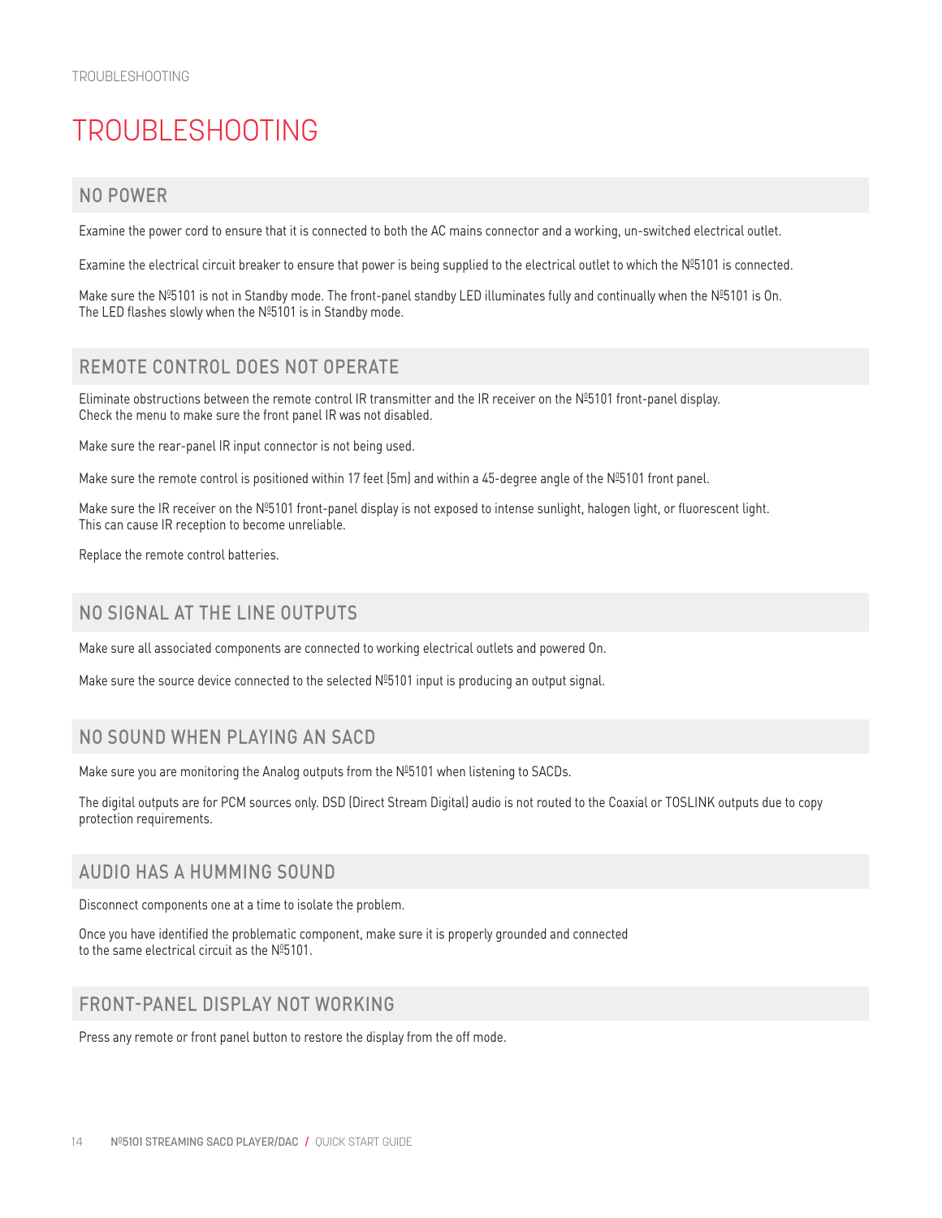# TROUBLESHOOTING

## NO POWER

Examine the power cord to ensure that it is connected to both the AC mains connector and a working, un-switched electrical outlet.

Examine the electrical circuit breaker to ensure that power is being supplied to the electrical outlet to which the Nº5101 is connected.

Make sure the Nº5101 is not in Standby mode. The front-panel standby LED illuminates fully and continually when the Nº5101 is On. The LED flashes slowly when the Nº5101 is in Standby mode.

## REMOTE CONTROL DOES NOT OPERATE

Eliminate obstructions between the remote control IR transmitter and the IR receiver on the Nº5101 front-panel display. Check the menu to make sure the front panel IR was not disabled.

Make sure the rear-panel IR input connector is not being used.

Make sure the remote control is positioned within 17 feet (5m) and within a 45-degree angle of the Nº5101 front panel.

Make sure the IR receiver on the Nº5101 front-panel display is not exposed to intense sunlight, halogen light, or fluorescent light. This can cause IR reception to become unreliable.

Replace the remote control batteries.

## NO SIGNAL AT THE LINE OUTPUTS

Make sure all associated components are connected to working electrical outlets and powered On.

Make sure the source device connected to the selected Nº5101 input is producing an output signal.

## NO SOUND WHEN PLAYING AN SACD

Make sure you are monitoring the Analog outputs from the Nº5101 when listening to SACDs.

The digital outputs are for PCM sources only. DSD (Direct Stream Digital) audio is not routed to the Coaxial or TOSLINK outputs due to copy protection requirements.

## AUDIO HAS A HUMMING SOUND

Disconnect components one at a time to isolate the problem.

Once you have identified the problematic component, make sure it is properly grounded and connected to the same electrical circuit as the Nº5101.

## FRONT-PANEL DISPLAY NOT WORKING

Press any remote or front panel button to restore the display from the off mode.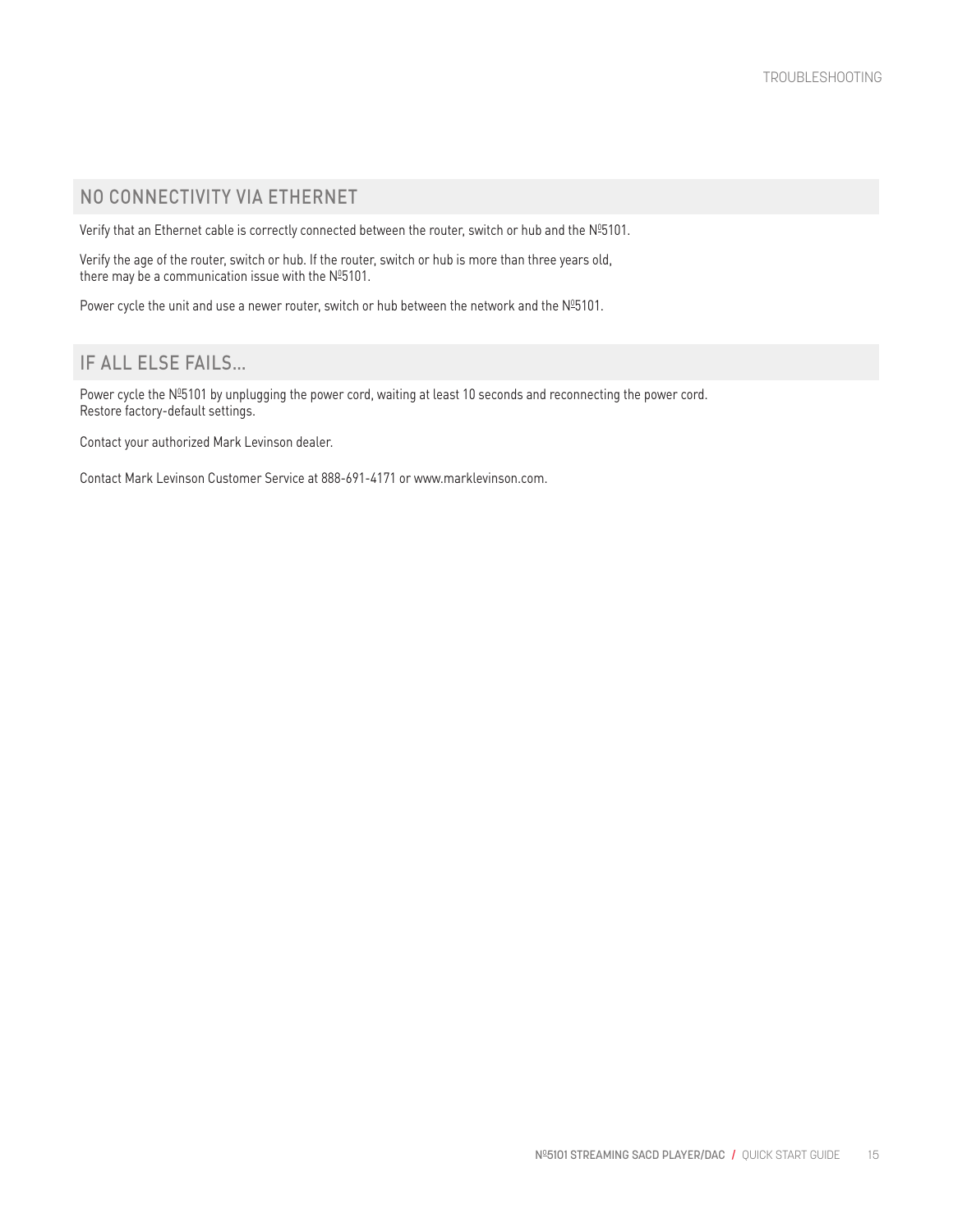## NO CONNECTIVITY VIA ETHERNET

Verify that an Ethernet cable is correctly connected between the router, switch or hub and the Nº5101.

Verify the age of the router, switch or hub. If the router, switch or hub is more than three years old, there may be a communication issue with the Nº5101.

Power cycle the unit and use a newer router, switch or hub between the network and the Nº5101.

## IF ALL ELSE FAILS...

Power cycle the Nº5101 by unplugging the power cord, waiting at least 10 seconds and reconnecting the power cord. Restore factory-default settings.

Contact your authorized Mark Levinson dealer.

Contact Mark Levinson Customer Service at 888-691-4171 or www.marklevinson.com.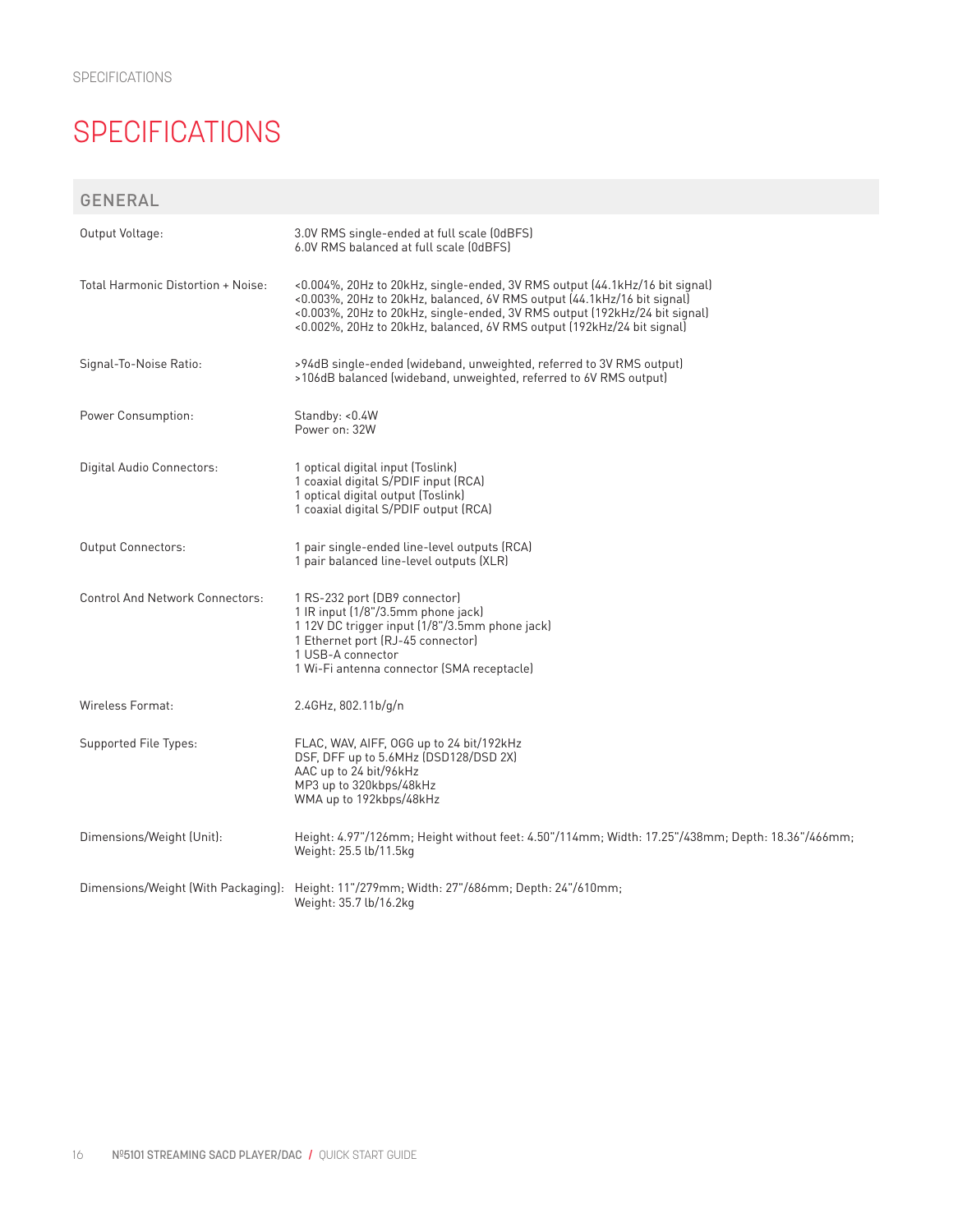# SPECIFICATIONS

## GENERAL

| | |
|---|---|
| Output Voltage: | 3.0V RMS single-ended at full scale (0dBFS)<br>6.0V RMS balanced at full scale (0dBFS) |
| Total Harmonic Distortion + Noise: | <0.004%, 20Hz to 20kHz, single-ended, 3V RMS output (44.1kHz/16 bit signal)<br><0.003%, 20Hz to 20kHz, balanced, 6V RMS output (44.1kHz/16 bit signal)<br><0.003%, 20Hz to 20kHz, single-ended, 3V RMS output (192kHz/24 bit signal)<br><0.002%, 20Hz to 20kHz, balanced, 6V RMS output (192kHz/24 bit signal) |
| Signal-To-Noise Ratio: | >94dB single-ended (wideband, unweighted, referred to 3V RMS output)<br>>106dB balanced (wideband, unweighted, referred to 6V RMS output) |
| Power Consumption: | Standby: <0.4W<br>Power on: 32W |
| Digital Audio Connectors: | 1 optical digital input (Toslink)<br>1 coaxial digital S/PDIF input (RCA)<br>1 optical digital output (Toslink)<br>1 coaxial digital S/PDIF output (RCA) |
| Output Connectors: | 1 pair single-ended line-level outputs (RCA)<br>1 pair balanced line-level outputs (XLR) |
| Control And Network Connectors: | 1 RS-232 port (DB9 connector)<br>1 IR input (1/8"/3.5mm phone jack)<br>1 12V DC trigger input (1/8"/3.5mm phone jack)<br>1 Ethernet port (RJ-45 connector)<br>1 USB-A connector<br>1 Wi-Fi antenna connector (SMA receptacle) |
| Wireless Format: | 2.4GHz, 802.11b/g/n |
| Supported File Types: | FLAC, WAV, AIFF, OGG up to 24 bit/192kHz<br>DSF, DFF up to 5.6MHz (DSD128/DSD 2X)<br>AAC up to 24 bit/96kHz<br>MP3 up to 320kbps/48kHz<br>WMA up to 192kbps/48kHz |
| Dimensions/Weight (Unit): | Height: 4.97"/126mm; Height without feet: 4.50"/114mm; Width: 17.25"/438mm; Depth: 18.36"/466mm;<br>Weight: 25.5 lb/11.5kg |
| Dimensions/Weight (With Packaging): | Height: 11"/279mm; Width: 27"/686mm; Depth: 24"/610mm;<br>Weight: 35.7 lb/16.2kg |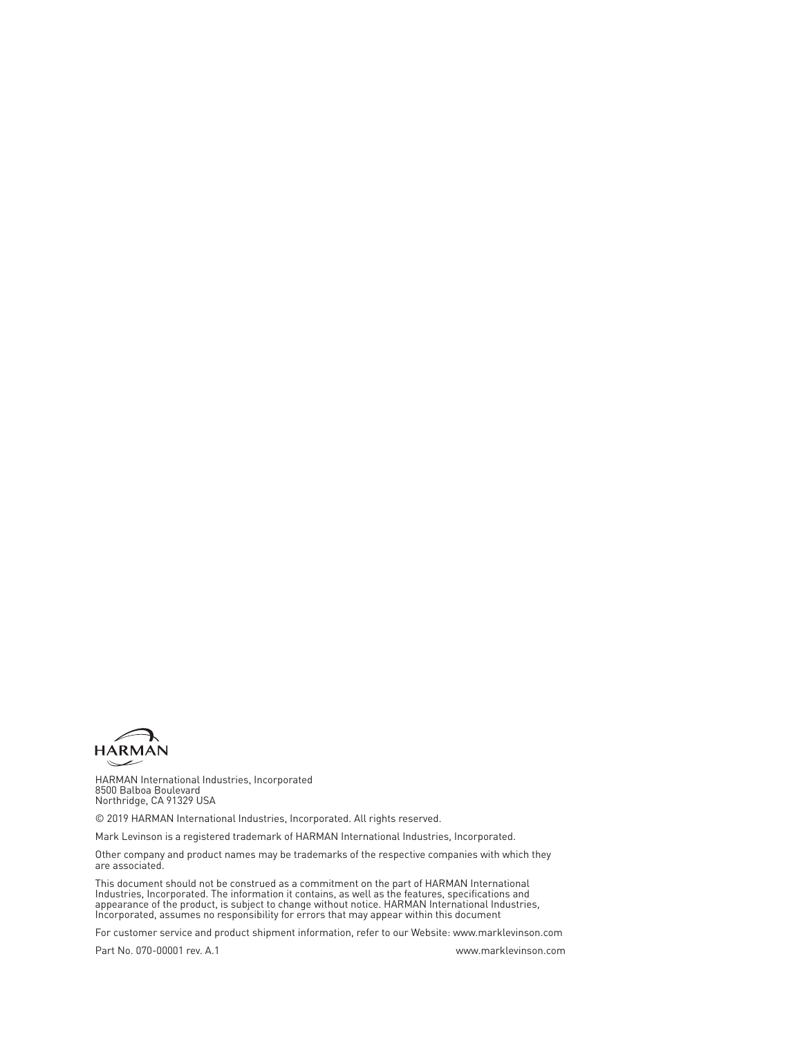HARMAN

HARMAN International Industries, Incorporated
8500 Balboa Boulevard
Northridge, CA 91329 USA

© 2019 HARMAN International Industries, Incorporated. All rights reserved.

Mark Levinson is a registered trademark of HARMAN International Industries, Incorporated.

Other company and product names may be trademarks of the respective companies with which they are associated.

This document should not be construed as a commitment on the part of HARMAN International Industries, Incorporated. The information it contains, as well as the features, specifications and appearance of the product, is subject to change without notice. HARMAN International Industries, Incorporated, assumes no responsibility for errors that may appear within this document

For customer service and product shipment information, refer to our Website: www.marklevinson.com

Part No. 070-00001 rev. A.1

www.marklevinson.com